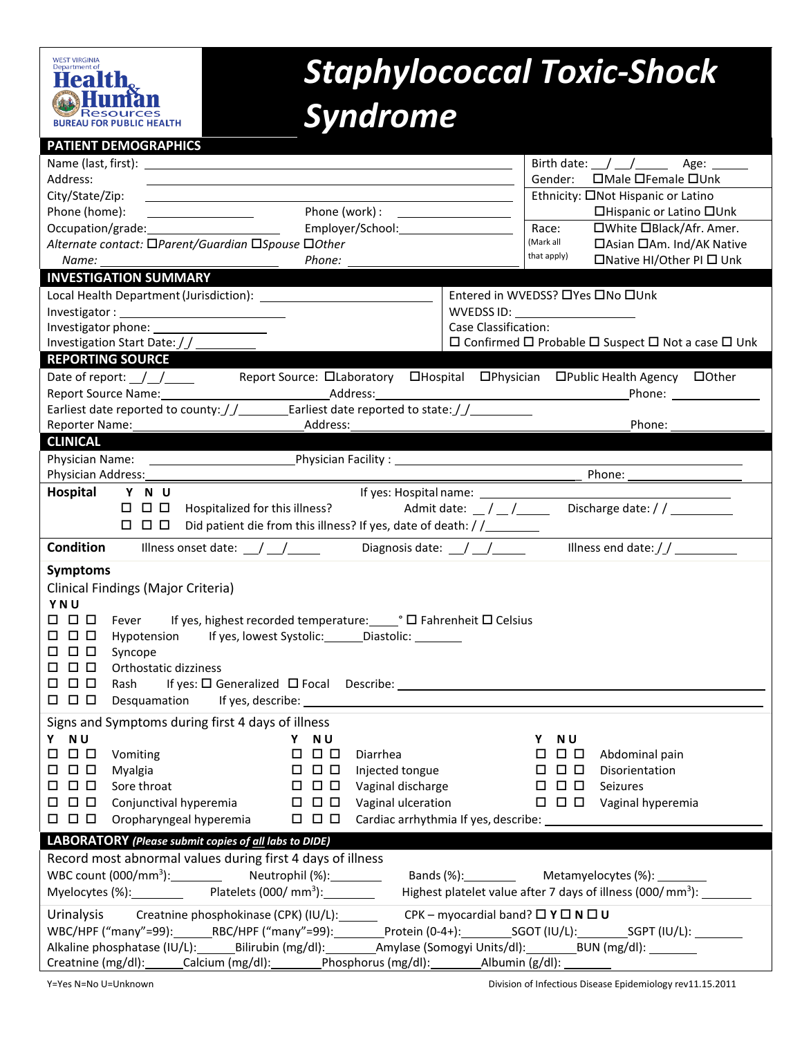WEST VIRGINIA Department of Health & Human Resources BUREAU FOR PUBLIC HEALTH

# Staphylococcal Toxic-Shock Syndrome

## PATIENT DEMOGRAPHICS

Name (last, first): ______________________

Address: ______________________

City/State/Zip: ______________________

Phone (home): ____________ Phone (work): ____________

Occupation/grade: ____________ Employer/School: ____________

*Alternate contact:* ☐*Parent/Guardian* ☐*Spouse* ☐*Other*

*Name:* ____________ *Phone:* ____________

Birth date: __/__/____ Age: ____

Gender: ☐Male ☐Female ☐Unk

Ethnicity: ☐Not Hispanic or Latino ☐Hispanic or Latino ☐Unk

Race: (Mark all that apply) ☐White ☐Black/Afr. Amer. ☐Asian ☐Am. Ind/AK Native ☐Native HI/Other PI ☐ Unk

## INVESTIGATION SUMMARY

Local Health Department (Jurisdiction): ____________

Investigator: ____________

Investigator phone: ____________

Investigation Start Date: / / ____

Entered in WVEDSS? ☐Yes ☐No ☐Unk

WVEDSS ID: ____________

Case Classification:

☐ Confirmed ☐ Probable ☐ Suspect ☐ Not a case ☐ Unk

## REPORTING SOURCE

Date of report: __/__/____ Report Source: ☐Laboratory ☐Hospital ☐Physician ☐Public Health Agency ☐Other

Report Source Name: ____________ Address: ____________ Phone: ____________

Earliest date reported to county: / / ____ Earliest date reported to state: / / ____

Reporter Name: ____________ Address: ____________ Phone: ____________

## CLINICAL

Physician Name: ____________ Physician Facility: ____________

Physician Address: ____________ Phone: ____________

**Hospital**

| Y | N | U | | |
|---|---|---|---|---|
| ☐ | ☐ | ☐ | Hospitalized for this illness? | If yes: Hospital name: ____________ Admit date: __/__/____ Discharge date: / / ____ |
| ☐ | ☐ | ☐ | Did patient die from this illness? If yes, date of death: / / ____ | |

**Condition** Illness onset date: __/__/____ Diagnosis date: __/__/____ Illness end date: / / ____

**Symptoms**

Clinical Findings (Major Criteria)

| Y | N | U | | |
|---|---|---|---|---|
| ☐ | ☐ | ☐ | Fever | If yes, highest recorded temperature: ____° ☐ Fahrenheit ☐ Celsius |
| ☐ | ☐ | ☐ | Hypotension | If yes, lowest Systolic: ______ Diastolic: ______ |
| ☐ | ☐ | ☐ | Syncope | |
| ☐ | ☐ | ☐ | Orthostatic dizziness | |
| ☐ | ☐ | ☐ | Rash | If yes: ☐ Generalized ☐ Focal Describe: ____________ |
| ☐ | ☐ | ☐ | Desquamation | If yes, describe: ____________ |

Signs and Symptoms during first 4 days of illness

| Y | N | U | | Y | N | U | | Y | N | U | |
|---|---|---|---|---|---|---|---|---|---|---|---|
| ☐ | ☐ | ☐ | Vomiting | ☐ | ☐ | ☐ | Diarrhea | ☐ | ☐ | ☐ | Abdominal pain |
| ☐ | ☐ | ☐ | Myalgia | ☐ | ☐ | ☐ | Injected tongue | ☐ | ☐ | ☐ | Disorientation |
| ☐ | ☐ | ☐ | Sore throat | ☐ | ☐ | ☐ | Vaginal discharge | ☐ | ☐ | ☐ | Seizures |
| ☐ | ☐ | ☐ | Conjunctival hyperemia | ☐ | ☐ | ☐ | Vaginal ulceration | ☐ | ☐ | ☐ | Vaginal hyperemia |
| ☐ | ☐ | ☐ | Oropharyngeal hyperemia | ☐ | ☐ | ☐ | Cardiac arrhythmia If yes, describe: ____________ | | | | |

## LABORATORY *(Please submit copies of all labs to DIDE)*

Record most abnormal values during first 4 days of illness

WBC count (000/mm$^3$): ______ Neutrophil (%): ______ Bands (%): ______ Metamyelocytes (%): ______

Myelocytes (%): ______ Platelets (000/ mm$^3$): ______ Highest platelet value after 7 days of illness (000/ mm$^3$): ______

Urinalysis Creatnine phosphokinase (CPK) (IU/L): ______ CPK – myocardial band? ☐ Y ☐ N ☐ U

WBC/HPF ("many"=99): ______ RBC/HPF ("many"=99): ______ Protein (0-4+): ______ SGOT (IU/L): ______ SGPT (IU/L): ______

Alkaline phosphatase (IU/L): ______ Bilirubin (mg/dl): ______ Amylase (Somogyi Units/dl): ______ BUN (mg/dl): ______

Creatnine (mg/dl): ______ Calcium (mg/dl): ______ Phosphorus (mg/dl): ______ Albumin (g/dl): ______

Y=Yes N=No U=Unknown

Division of Infectious Disease Epidemiology rev11.15.2011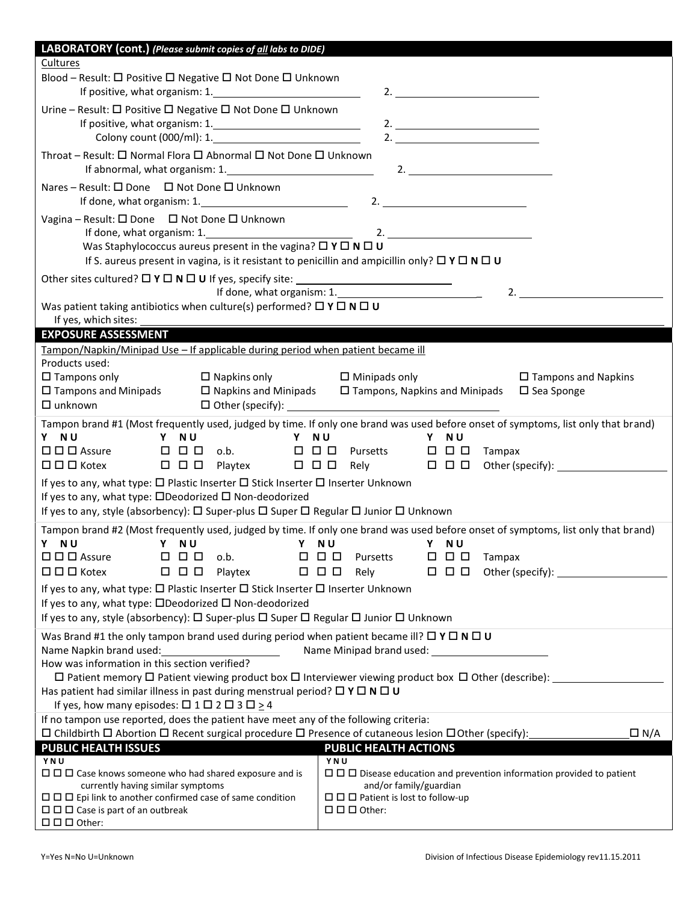## LABORATORY (cont.) *(Please submit copies of all labs to DIDE)*

Cultures

Blood – Result: ☐ Positive ☐ Negative ☐ Not Done ☐ Unknown
If positive, what organism: 1.________________ 2.________________

Urine – Result: ☐ Positive ☐ Negative ☐ Not Done ☐ Unknown
If positive, what organism: 1.________________ 2.________________
Colony count (000/ml): 1.________________ 2.________________

Throat – Result: ☐ Normal Flora ☐ Abnormal ☐ Not Done ☐ Unknown
If abnormal, what organism: 1.________________ 2.________________

Nares – Result: ☐ Done ☐ Not Done ☐ Unknown
If done, what organism: 1.________________ 2.________________

Vagina – Result: ☐ Done ☐ Not Done ☐ Unknown
If done, what organism: 1.________________ 2.________________
Was Staphylococcus aureus present in the vagina? ☐ **Y** ☐ **N** ☐ **U**
If S. aureus present in vagina, is it resistant to penicillin and ampicillin only? ☐ **Y** ☐ **N** ☐ **U**

Other sites cultured? ☐ **Y** ☐ **N** ☐ **U** If yes, specify site: ________________
If done, what organism: 1.________________ 2.________________

Was patient taking antibiotics when culture(s) performed? ☐ **Y** ☐ **N** ☐ **U**
If yes, which sites: ________________

## EXPOSURE ASSESSMENT

Tampon/Napkin/Minipad Use – If applicable during period when patient became ill

Products used:

☐ Tampons only ☐ Napkins only ☐ Minipads only ☐ Tampons and Napkins
☐ Tampons and Minipads ☐ Napkins and Minipads ☐ Tampons, Napkins and Minipads ☐ Sea Sponge
☐ unknown ☐ Other (specify): ________________

Tampon brand #1 (Most frequently used, judged by time. If only one brand was used before onset of symptoms, list only that brand)

| Y N U | | Y N U | | Y N U | | Y N U | |
|---|---|---|---|---|---|---|---|
| ☐ ☐ ☐ | Assure | ☐ ☐ ☐ | o.b. | ☐ ☐ ☐ | Pursetts | ☐ ☐ ☐ | Tampax |
| ☐ ☐ ☐ | Kotex | ☐ ☐ ☐ | Playtex | ☐ ☐ ☐ | Rely | ☐ ☐ ☐ | Other (specify): ________ |

If yes to any, what type: ☐ Plastic Inserter ☐ Stick Inserter ☐ Inserter Unknown
If yes to any, what type: ☐ Deodorized ☐ Non-deodorized
If yes to any, style (absorbency): ☐ Super-plus ☐ Super ☐ Regular ☐ Junior ☐ Unknown

Tampon brand #2 (Most frequently used, judged by time. If only one brand was used before onset of symptoms, list only that brand)

| Y N U | | Y N U | | Y N U | | Y N U | |
|---|---|---|---|---|---|---|---|
| ☐ ☐ ☐ | Assure | ☐ ☐ ☐ | o.b. | ☐ ☐ ☐ | Pursetts | ☐ ☐ ☐ | Tampax |
| ☐ ☐ ☐ | Kotex | ☐ ☐ ☐ | Playtex | ☐ ☐ ☐ | Rely | ☐ ☐ ☐ | Other (specify): ________ |

If yes to any, what type: ☐ Plastic Inserter ☐ Stick Inserter ☐ Inserter Unknown
If yes to any, what type: ☐ Deodorized ☐ Non-deodorized
If yes to any, style (absorbency): ☐ Super-plus ☐ Super ☐ Regular ☐ Junior ☐ Unknown

Was Brand #1 the only tampon brand used during period when patient became ill? ☐ **Y** ☐ **N** ☐ **U**

Name Napkin brand used: ________________ Name Minipad brand used: ________________

How was information in this section verified?
☐ Patient memory ☐ Patient viewing product box ☐ Interviewer viewing product box ☐ Other (describe): ________________

Has patient had similar illness in past during menstrual period? ☐ **Y** ☐ **N** ☐ **U**
If yes, how many episodes: ☐ 1 ☐ 2 ☐ 3 ☐ $\geq 4$

If no tampon use reported, does the patient have meet any of the following criteria:
☐ Childbirth ☐ Abortion ☐ Recent surgical procedure ☐ Presence of cutaneous lesion ☐ Other (specify): ________________ ☐ N/A

## PUBLIC HEALTH ISSUES

**Y N U**
- ☐ ☐ ☐ Case knows someone who had shared exposure and is currently having similar symptoms
- ☐ ☐ ☐ Epi link to another confirmed case of same condition
- ☐ ☐ ☐ Case is part of an outbreak
- ☐ ☐ ☐ Other:

## PUBLIC HEALTH ACTIONS

**Y N U**
- ☐ ☐ ☐ Disease education and prevention information provided to patient and/or family/guardian
- ☐ ☐ ☐ Patient is lost to follow-up
- ☐ ☐ ☐ Other:

Y=Yes N=No U=Unknown

Division of Infectious Disease Epidemiology rev11.15.2011